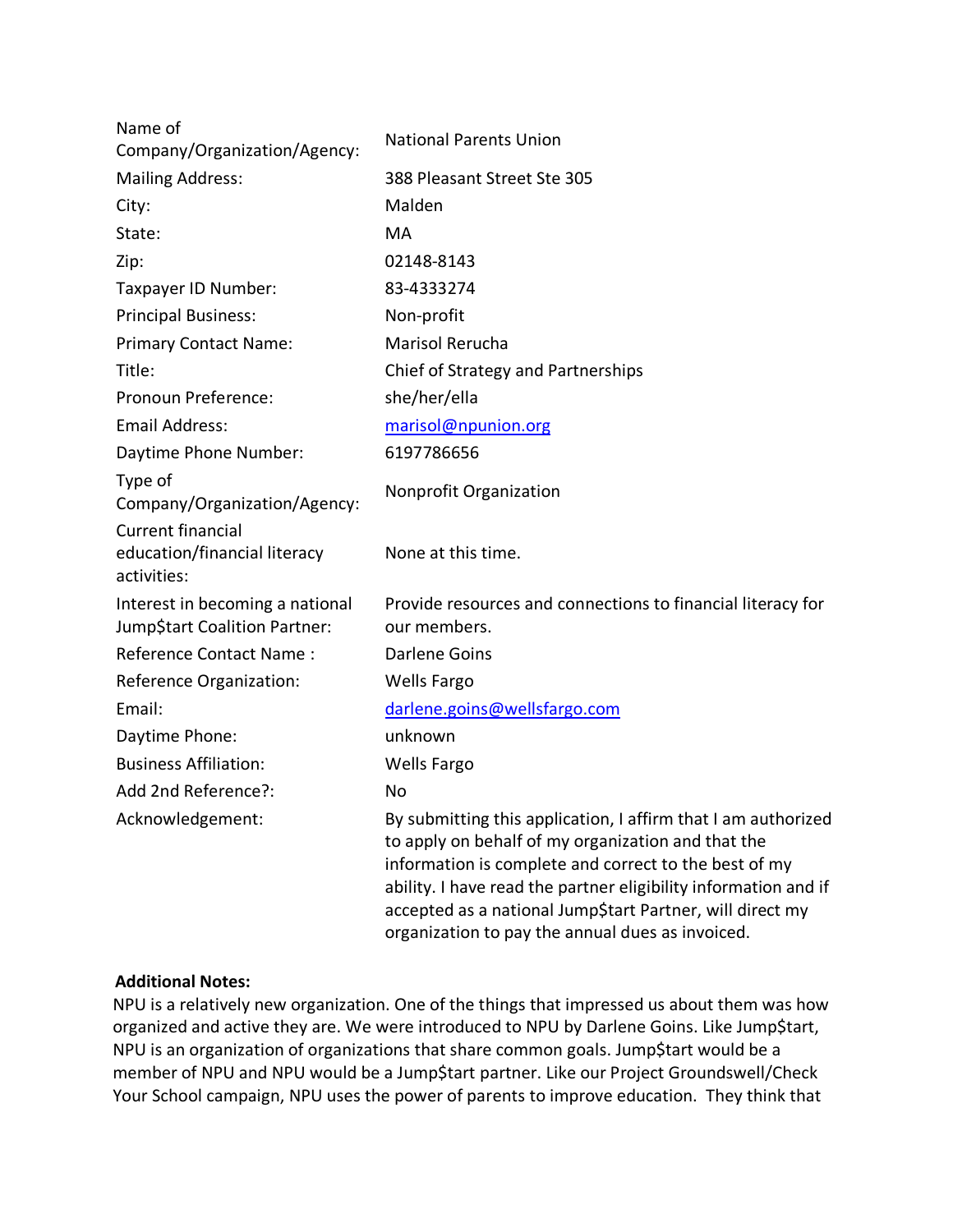| | |
|---|---|
| Name of Company/Organization/Agency: | National Parents Union |
| Mailing Address: | 388 Pleasant Street Ste 305 |
| City: | Malden |
| State: | MA |
| Zip: | 02148-8143 |
| Taxpayer ID Number: | 83-4333274 |
| Principal Business: | Non-profit |
| Primary Contact Name: | Marisol Rerucha |
| Title: | Chief of Strategy and Partnerships |
| Pronoun Preference: | she/her/ella |
| Email Address: | marisol@npunion.org |
| Daytime Phone Number: | 6197786656 |
| Type of Company/Organization/Agency: | Nonprofit Organization |
| Current financial education/financial literacy activities: | None at this time. |
| Interest in becoming a national Jump$tart Coalition Partner: | Provide resources and connections to financial literacy for our members. |
| Reference Contact Name : | Darlene Goins |
| Reference Organization: | Wells Fargo |
| Email: | darlene.goins@wellsfargo.com |
| Daytime Phone: | unknown |
| Business Affiliation: | Wells Fargo |
| Add 2nd Reference?: | No |
| Acknowledgement: | By submitting this application, I affirm that I am authorized to apply on behalf of my organization and that the information is complete and correct to the best of my ability. I have read the partner eligibility information and if accepted as a national Jump$tart Partner, will direct my organization to pay the annual dues as invoiced. |

**Additional Notes:**

NPU is a relatively new organization. One of the things that impressed us about them was how organized and active they are. We were introduced to NPU by Darlene Goins. Like Jump$tart, NPU is an organization of organizations that share common goals. Jump$tart would be a member of NPU and NPU would be a Jump$tart partner. Like our Project Groundswell/Check Your School campaign, NPU uses the power of parents to improve education. They think that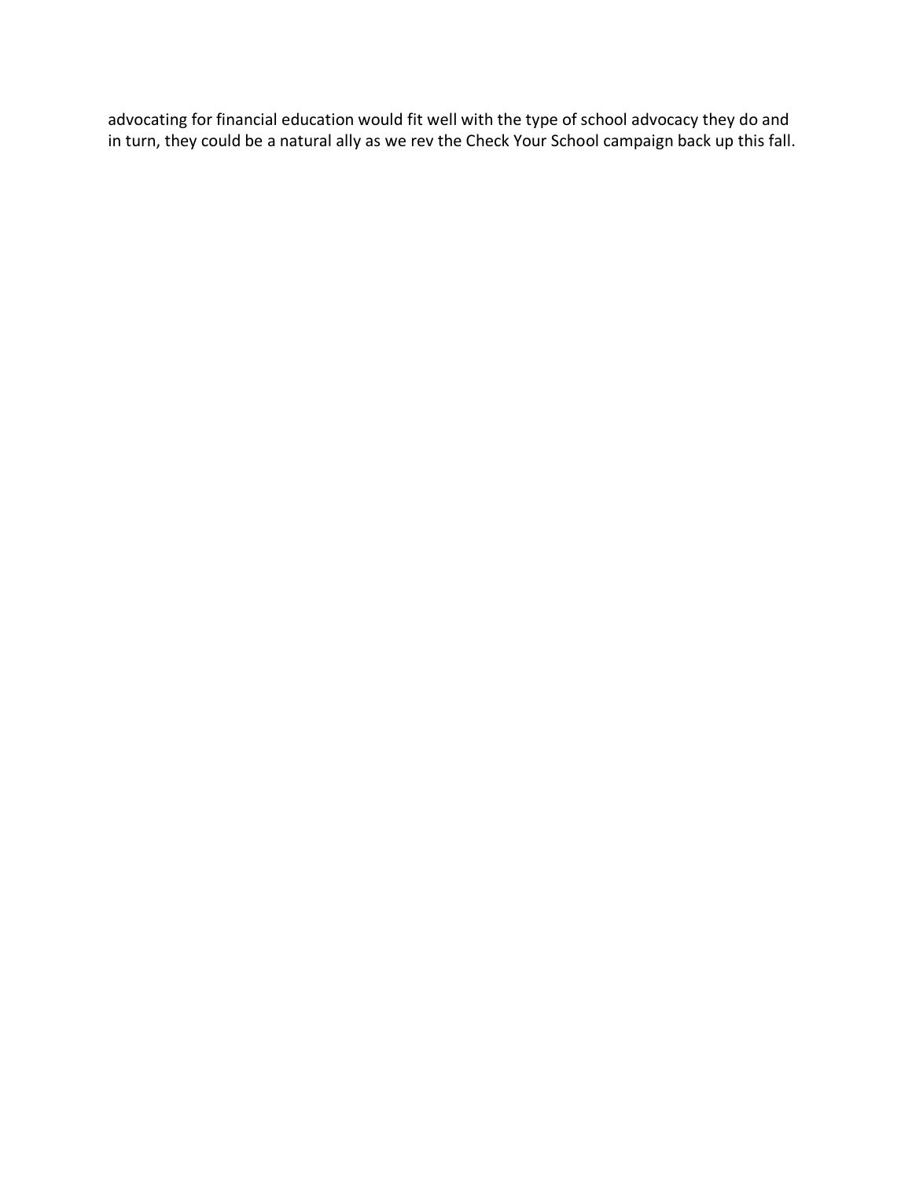advocating for financial education would fit well with the type of school advocacy they do and in turn, they could be a natural ally as we rev the Check Your School campaign back up this fall.